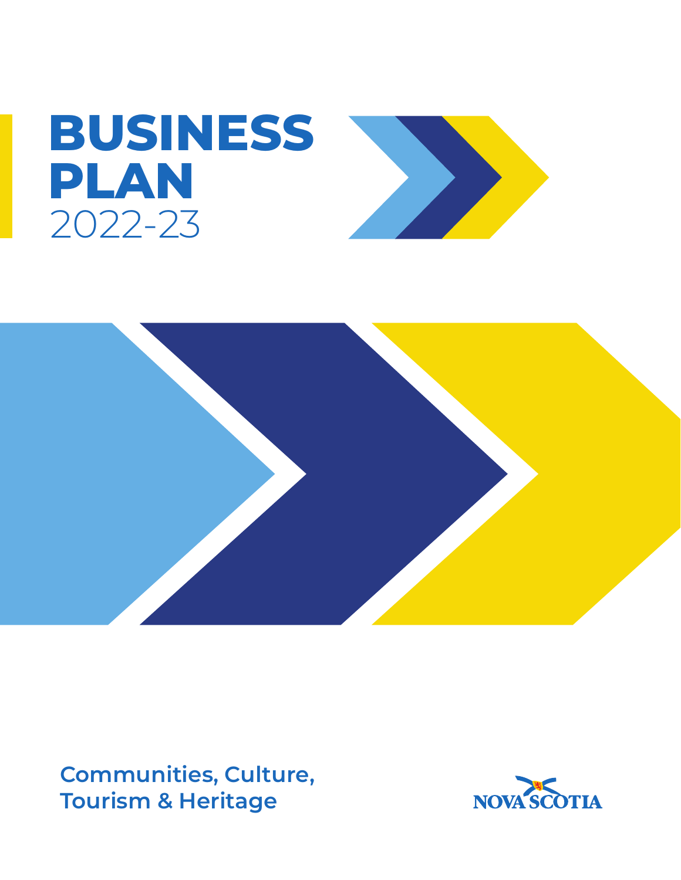# BUSINESS PLAN
2022-23

Communities, Culture, Tourism & Heritage

NOVA SCOTIA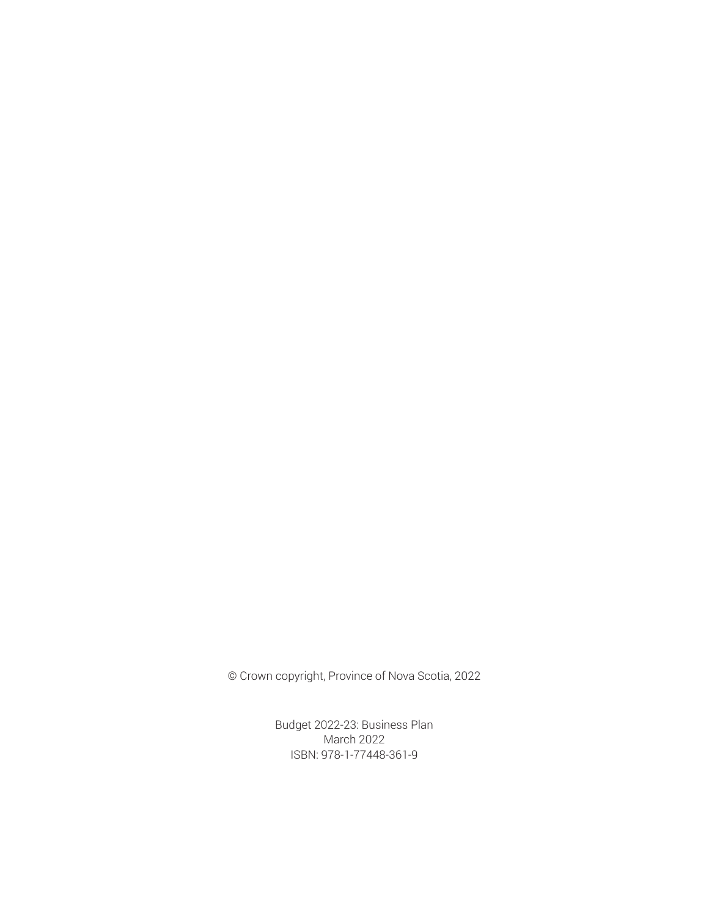© Crown copyright, Province of Nova Scotia, 2022

Budget 2022-23: Business Plan
March 2022
ISBN: 978-1-77448-361-9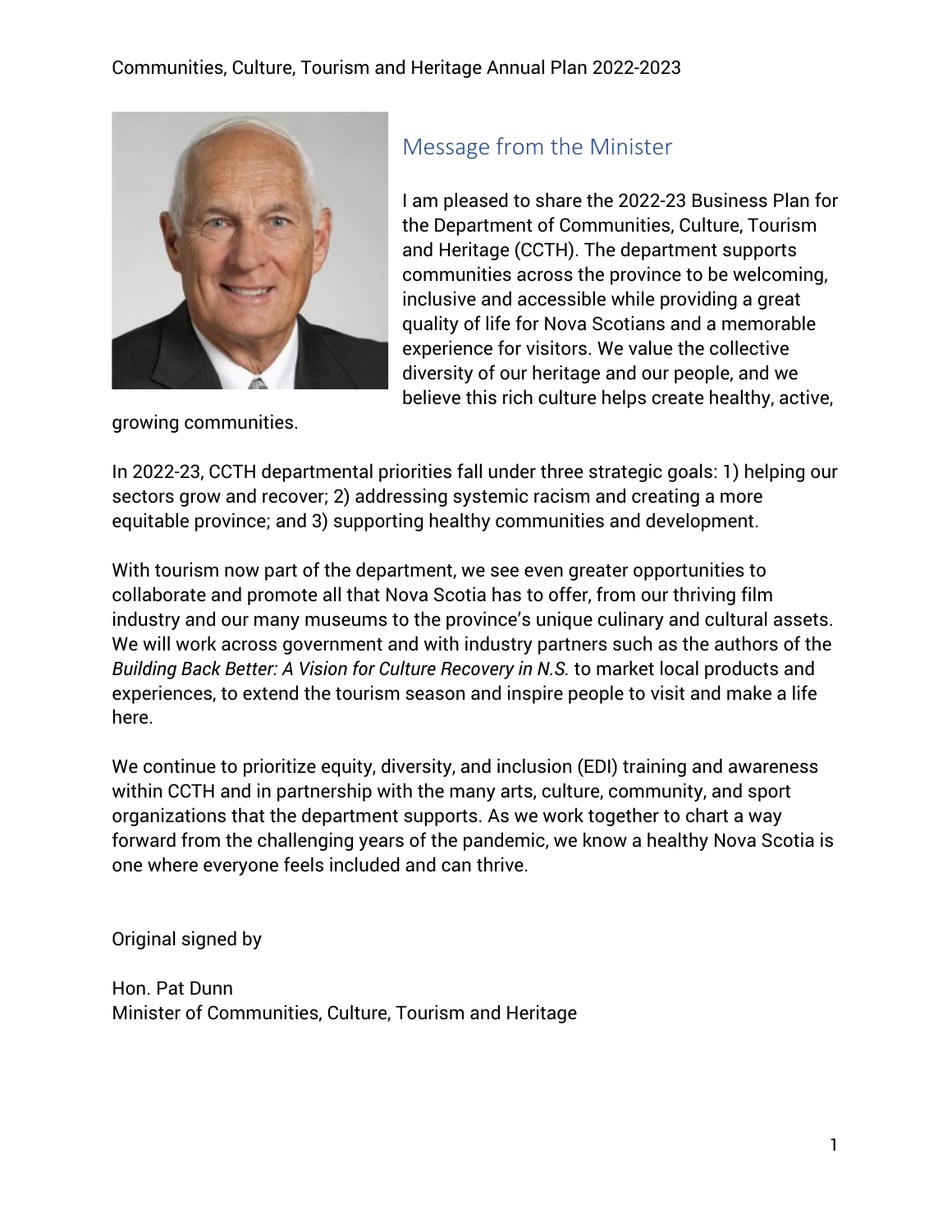## Message from the Minister

I am pleased to share the 2022-23 Business Plan for the Department of Communities, Culture, Tourism and Heritage (CCTH). The department supports communities across the province to be welcoming, inclusive and accessible while providing a great quality of life for Nova Scotians and a memorable experience for visitors. We value the collective diversity of our heritage and our people, and we believe this rich culture helps create healthy, active, growing communities.

In 2022-23, CCTH departmental priorities fall under three strategic goals: 1) helping our sectors grow and recover; 2) addressing systemic racism and creating a more equitable province; and 3) supporting healthy communities and development.

With tourism now part of the department, we see even greater opportunities to collaborate and promote all that Nova Scotia has to offer, from our thriving film industry and our many museums to the province's unique culinary and cultural assets. We will work across government and with industry partners such as the authors of the *Building Back Better: A Vision for Culture Recovery in N.S.* to market local products and experiences, to extend the tourism season and inspire people to visit and make a life here.

We continue to prioritize equity, diversity, and inclusion (EDI) training and awareness within CCTH and in partnership with the many arts, culture, community, and sport organizations that the department supports. As we work together to chart a way forward from the challenging years of the pandemic, we know a healthy Nova Scotia is one where everyone feels included and can thrive.

Original signed by

Hon. Pat Dunn
Minister of Communities, Culture, Tourism and Heritage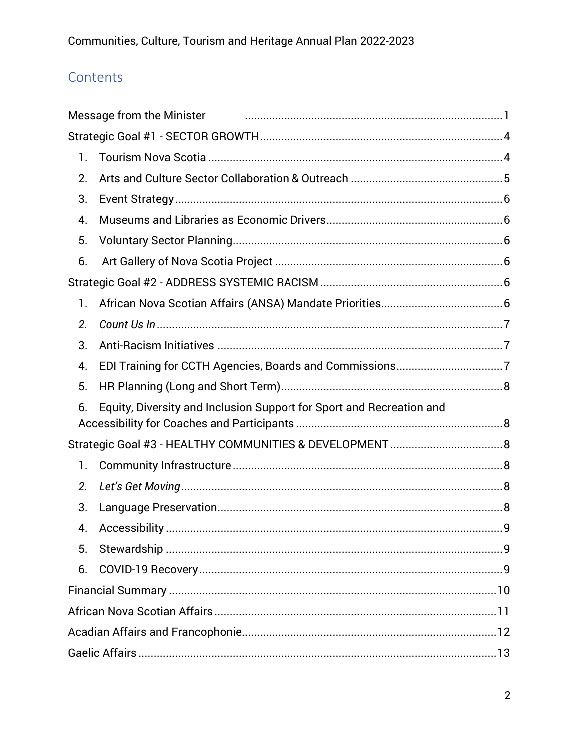## Contents

Message from the Minister ..................................................................................1

Strategic Goal #1 - SECTOR GROWTH ..................................................................4

1. Tourism Nova Scotia ..........................................................................................4
2. Arts and Culture Sector Collaboration & Outreach ..........................................5
3. Event Strategy ....................................................................................................6
4. Museums and Libraries as Economic Drivers ....................................................6
5. Voluntary Sector Planning ..................................................................................6
6. Art Gallery of Nova Scotia Project .....................................................................6

Strategic Goal #2 - ADDRESS SYSTEMIC RACISM ....................................................6

1. African Nova Scotian Affairs (ANSA) Mandate Priorities ...................................6
2. *Count Us In* .......................................................................................................7
3. Anti-Racism Initiatives .......................................................................................7
4. EDI Training for CCTH Agencies, Boards and Commissions ...............................7
5. HR Planning (Long and Short Term) ...................................................................8
6. Equity, Diversity and Inclusion Support for Sport and Recreation and Accessibility for Coaches and Participants ...........................................................8

Strategic Goal #3 - HEALTHY COMMUNITIES & DEVELOPMENT ...............................8

1. Community Infrastructure ..................................................................................8
2. *Let's Get Moving* ...............................................................................................8
3. Language Preservation .......................................................................................8
4. Accessibility .......................................................................................................9
5. Stewardship .......................................................................................................9
6. COVID-19 Recovery ............................................................................................9

Financial Summary ...................................................................................................10

African Nova Scotian Affairs ....................................................................................11

Acadian Affairs and Francophonie ...........................................................................12

Gaelic Affairs ............................................................................................................13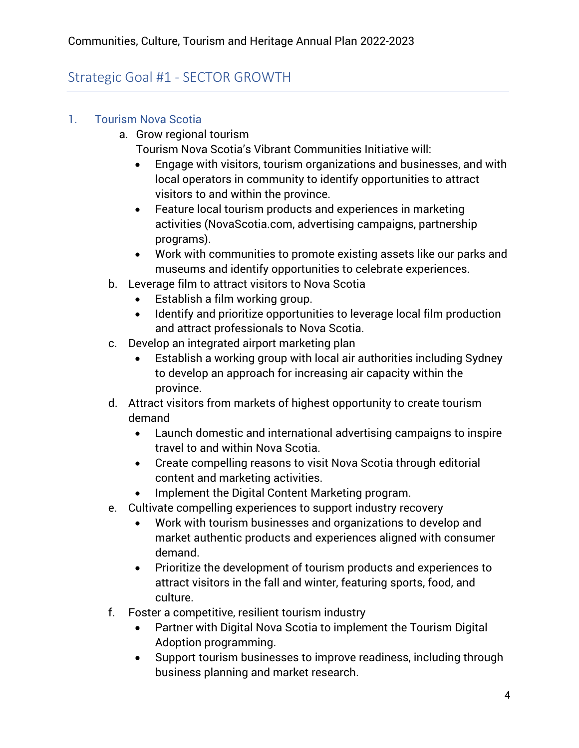## Strategic Goal #1 - SECTOR GROWTH

1. Tourism Nova Scotia
   a. Grow regional tourism
      Tourism Nova Scotia's Vibrant Communities Initiative will:
      - Engage with visitors, tourism organizations and businesses, and with local operators in community to identify opportunities to attract visitors to and within the province.
      - Feature local tourism products and experiences in marketing activities (NovaScotia.com, advertising campaigns, partnership programs).
      - Work with communities to promote existing assets like our parks and museums and identify opportunities to celebrate experiences.

   b. Leverage film to attract visitors to Nova Scotia
      - Establish a film working group.
      - Identify and prioritize opportunities to leverage local film production and attract professionals to Nova Scotia.

   c. Develop an integrated airport marketing plan
      - Establish a working group with local air authorities including Sydney to develop an approach for increasing air capacity within the province.

   d. Attract visitors from markets of highest opportunity to create tourism demand
      - Launch domestic and international advertising campaigns to inspire travel to and within Nova Scotia.
      - Create compelling reasons to visit Nova Scotia through editorial content and marketing activities.
      - Implement the Digital Content Marketing program.

   e. Cultivate compelling experiences to support industry recovery
      - Work with tourism businesses and organizations to develop and market authentic products and experiences aligned with consumer demand.
      - Prioritize the development of tourism products and experiences to attract visitors in the fall and winter, featuring sports, food, and culture.

   f. Foster a competitive, resilient tourism industry
      - Partner with Digital Nova Scotia to implement the Tourism Digital Adoption programming.
      - Support tourism businesses to improve readiness, including through business planning and market research.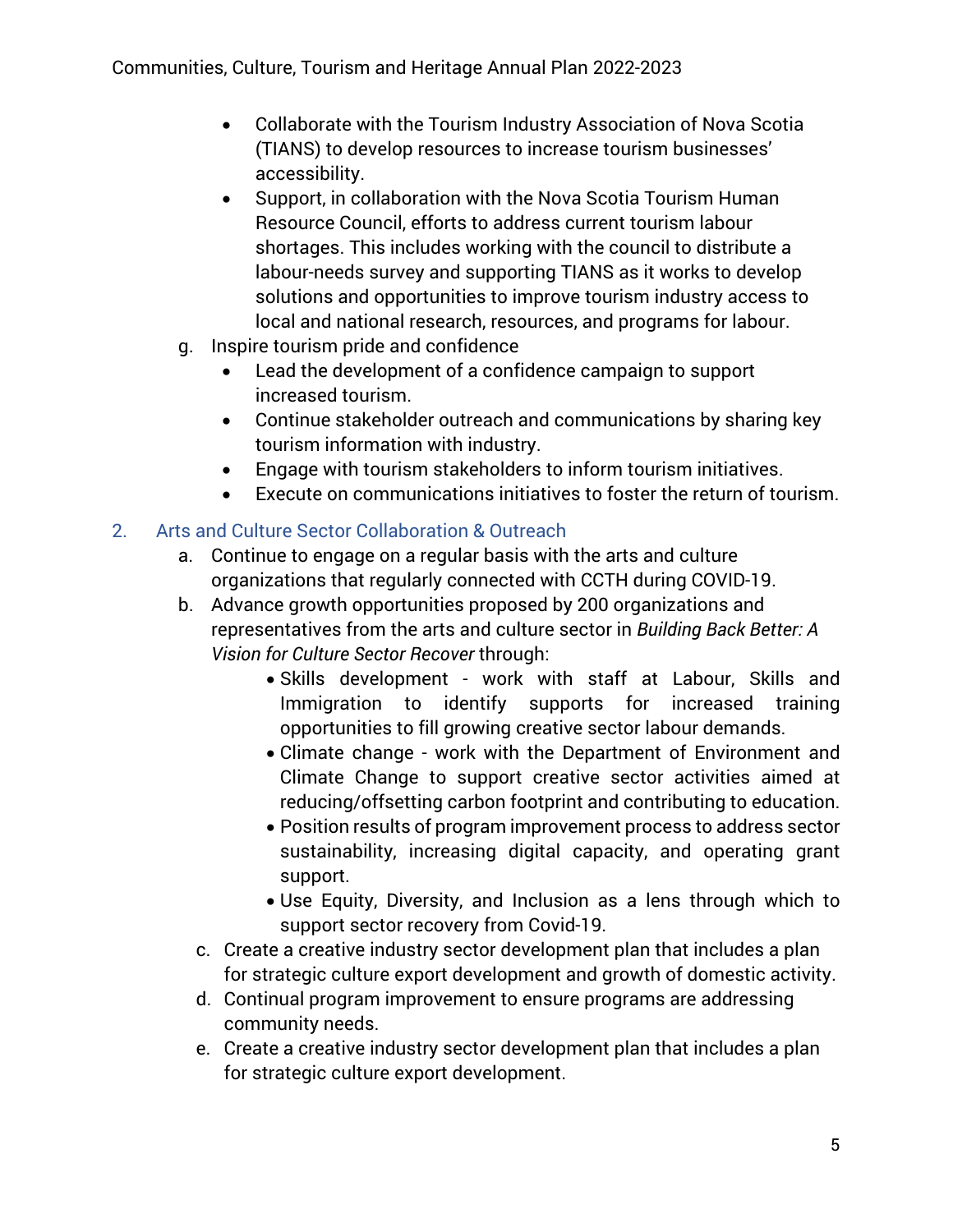- Collaborate with the Tourism Industry Association of Nova Scotia (TIANS) to develop resources to increase tourism businesses' accessibility.
- Support, in collaboration with the Nova Scotia Tourism Human Resource Council, efforts to address current tourism labour shortages. This includes working with the council to distribute a labour-needs survey and supporting TIANS as it works to develop solutions and opportunities to improve tourism industry access to local and national research, resources, and programs for labour.

g. Inspire tourism pride and confidence
   - Lead the development of a confidence campaign to support increased tourism.
   - Continue stakeholder outreach and communications by sharing key tourism information with industry.
   - Engage with tourism stakeholders to inform tourism initiatives.
   - Execute on communications initiatives to foster the return of tourism.

## 2. Arts and Culture Sector Collaboration & Outreach

a. Continue to engage on a regular basis with the arts and culture organizations that regularly connected with CCTH during COVID-19.

b. Advance growth opportunities proposed by 200 organizations and representatives from the arts and culture sector in *Building Back Better: A Vision for Culture Sector Recover* through:
   - Skills development - work with staff at Labour, Skills and Immigration to identify supports for increased training opportunities to fill growing creative sector labour demands.
   - Climate change - work with the Department of Environment and Climate Change to support creative sector activities aimed at reducing/offsetting carbon footprint and contributing to education.
   - Position results of program improvement process to address sector sustainability, increasing digital capacity, and operating grant support.
   - Use Equity, Diversity, and Inclusion as a lens through which to support sector recovery from Covid-19.

c. Create a creative industry sector development plan that includes a plan for strategic culture export development and growth of domestic activity.

d. Continual program improvement to ensure programs are addressing community needs.

e. Create a creative industry sector development plan that includes a plan for strategic culture export development.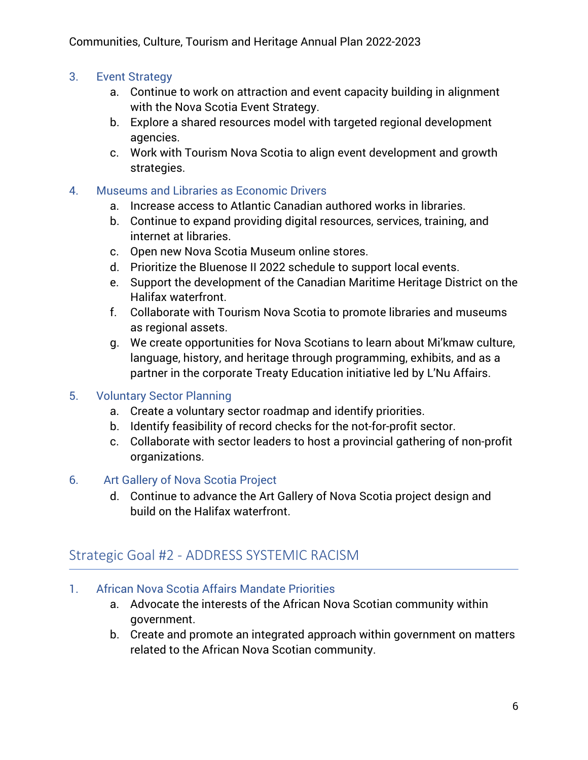3. Event Strategy
    a. Continue to work on attraction and event capacity building in alignment with the Nova Scotia Event Strategy.
    b. Explore a shared resources model with targeted regional development agencies.
    c. Work with Tourism Nova Scotia to align event development and growth strategies.

4. Museums and Libraries as Economic Drivers
    a. Increase access to Atlantic Canadian authored works in libraries.
    b. Continue to expand providing digital resources, services, training, and internet at libraries.
    c. Open new Nova Scotia Museum online stores.
    d. Prioritize the Bluenose II 2022 schedule to support local events.
    e. Support the development of the Canadian Maritime Heritage District on the Halifax waterfront.
    f. Collaborate with Tourism Nova Scotia to promote libraries and museums as regional assets.
    g. We create opportunities for Nova Scotians to learn about Mi'kmaw culture, language, history, and heritage through programming, exhibits, and as a partner in the corporate Treaty Education initiative led by L'Nu Affairs.

5. Voluntary Sector Planning
    a. Create a voluntary sector roadmap and identify priorities.
    b. Identify feasibility of record checks for the not-for-profit sector.
    c. Collaborate with sector leaders to host a provincial gathering of non-profit organizations.

6. Art Gallery of Nova Scotia Project
    d. Continue to advance the Art Gallery of Nova Scotia project design and build on the Halifax waterfront.

## Strategic Goal #2 - ADDRESS SYSTEMIC RACISM

1. African Nova Scotia Affairs Mandate Priorities
    a. Advocate the interests of the African Nova Scotian community within government.
    b. Create and promote an integrated approach within government on matters related to the African Nova Scotian community.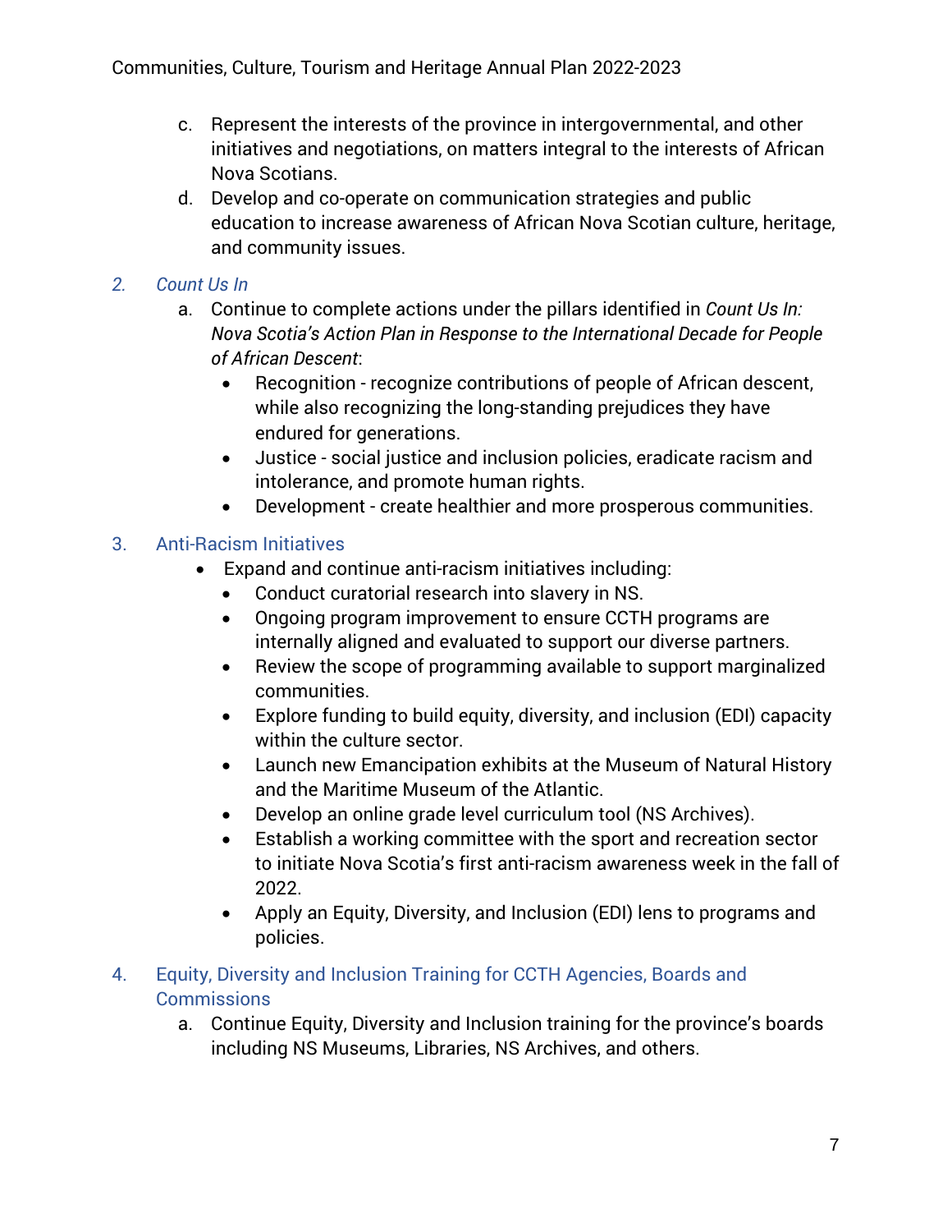c. Represent the interests of the province in intergovernmental, and other initiatives and negotiations, on matters integral to the interests of African Nova Scotians.

d. Develop and co-operate on communication strategies and public education to increase awareness of African Nova Scotian culture, heritage, and community issues.

### *2. Count Us In*

a. Continue to complete actions under the pillars identified in *Count Us In: Nova Scotia's Action Plan in Response to the International Decade for People of African Descent*:
   - Recognition - recognize contributions of people of African descent, while also recognizing the long-standing prejudices they have endured for generations.
   - Justice - social justice and inclusion policies, eradicate racism and intolerance, and promote human rights.
   - Development - create healthier and more prosperous communities.

### 3. Anti-Racism Initiatives

- Expand and continue anti-racism initiatives including:
  - Conduct curatorial research into slavery in NS.
  - Ongoing program improvement to ensure CCTH programs are internally aligned and evaluated to support our diverse partners.
  - Review the scope of programming available to support marginalized communities.
  - Explore funding to build equity, diversity, and inclusion (EDI) capacity within the culture sector.
  - Launch new Emancipation exhibits at the Museum of Natural History and the Maritime Museum of the Atlantic.
  - Develop an online grade level curriculum tool (NS Archives).
  - Establish a working committee with the sport and recreation sector to initiate Nova Scotia's first anti-racism awareness week in the fall of 2022.
  - Apply an Equity, Diversity, and Inclusion (EDI) lens to programs and policies.

### 4. Equity, Diversity and Inclusion Training for CCTH Agencies, Boards and Commissions

a. Continue Equity, Diversity and Inclusion training for the province's boards including NS Museums, Libraries, NS Archives, and others.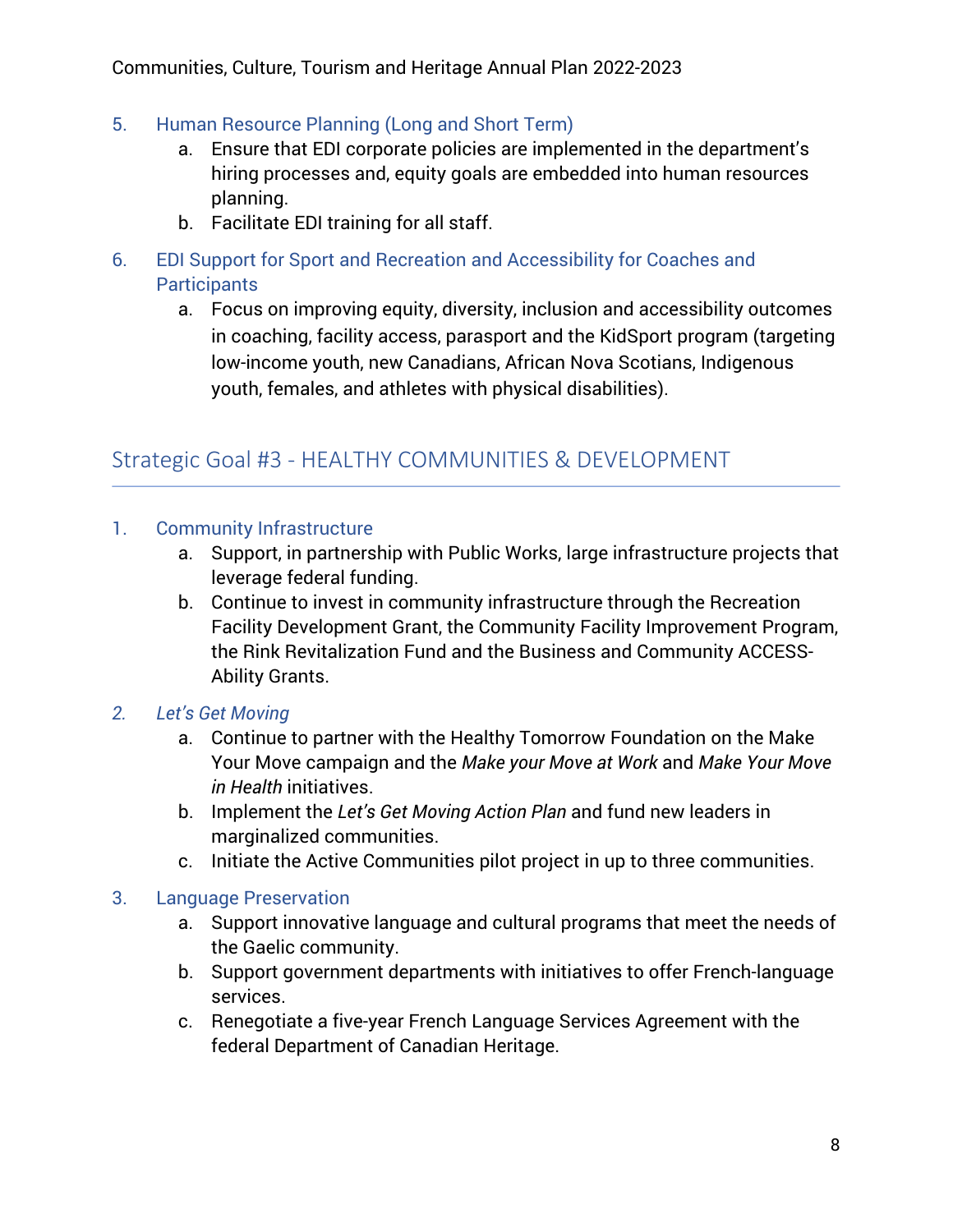5. Human Resource Planning (Long and Short Term)
    a. Ensure that EDI corporate policies are implemented in the department's hiring processes and, equity goals are embedded into human resources planning.
    b. Facilitate EDI training for all staff.

6. EDI Support for Sport and Recreation and Accessibility for Coaches and Participants
    a. Focus on improving equity, diversity, inclusion and accessibility outcomes in coaching, facility access, parasport and the KidSport program (targeting low-income youth, new Canadians, African Nova Scotians, Indigenous youth, females, and athletes with physical disabilities).

## Strategic Goal #3 - HEALTHY COMMUNITIES & DEVELOPMENT

1. Community Infrastructure
    a. Support, in partnership with Public Works, large infrastructure projects that leverage federal funding.
    b. Continue to invest in community infrastructure through the Recreation Facility Development Grant, the Community Facility Improvement Program, the Rink Revitalization Fund and the Business and Community ACCESS-Ability Grants.

2. *Let's Get Moving*
    a. Continue to partner with the Healthy Tomorrow Foundation on the Make Your Move campaign and the *Make your Move at Work* and *Make Your Move in Health* initiatives.
    b. Implement the *Let's Get Moving Action Plan* and fund new leaders in marginalized communities.
    c. Initiate the Active Communities pilot project in up to three communities.

3. Language Preservation
    a. Support innovative language and cultural programs that meet the needs of the Gaelic community.
    b. Support government departments with initiatives to offer French-language services.
    c. Renegotiate a five-year French Language Services Agreement with the federal Department of Canadian Heritage.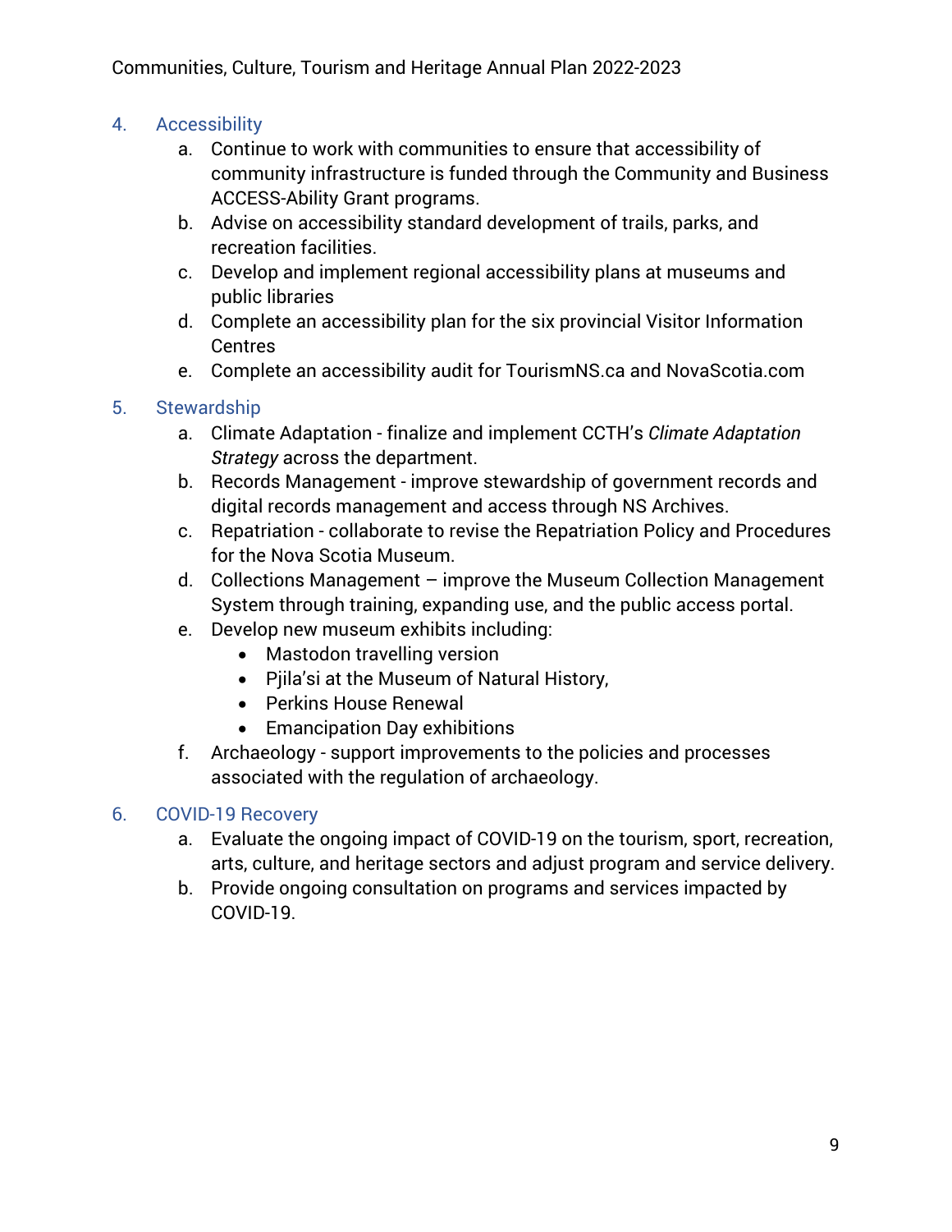## 4. Accessibility

a. Continue to work with communities to ensure that accessibility of community infrastructure is funded through the Community and Business ACCESS-Ability Grant programs.
b. Advise on accessibility standard development of trails, parks, and recreation facilities.
c. Develop and implement regional accessibility plans at museums and public libraries
d. Complete an accessibility plan for the six provincial Visitor Information Centres
e. Complete an accessibility audit for TourismNS.ca and NovaScotia.com

## 5. Stewardship

a. Climate Adaptation - finalize and implement CCTH's *Climate Adaptation Strategy* across the department.
b. Records Management - improve stewardship of government records and digital records management and access through NS Archives.
c. Repatriation - collaborate to revise the Repatriation Policy and Procedures for the Nova Scotia Museum.
d. Collections Management – improve the Museum Collection Management System through training, expanding use, and the public access portal.
e. Develop new museum exhibits including:
   - Mastodon travelling version
   - Pjila'si at the Museum of Natural History,
   - Perkins House Renewal
   - Emancipation Day exhibitions
f. Archaeology - support improvements to the policies and processes associated with the regulation of archaeology.

## 6. COVID-19 Recovery

a. Evaluate the ongoing impact of COVID-19 on the tourism, sport, recreation, arts, culture, and heritage sectors and adjust program and service delivery.
b. Provide ongoing consultation on programs and services impacted by COVID-19.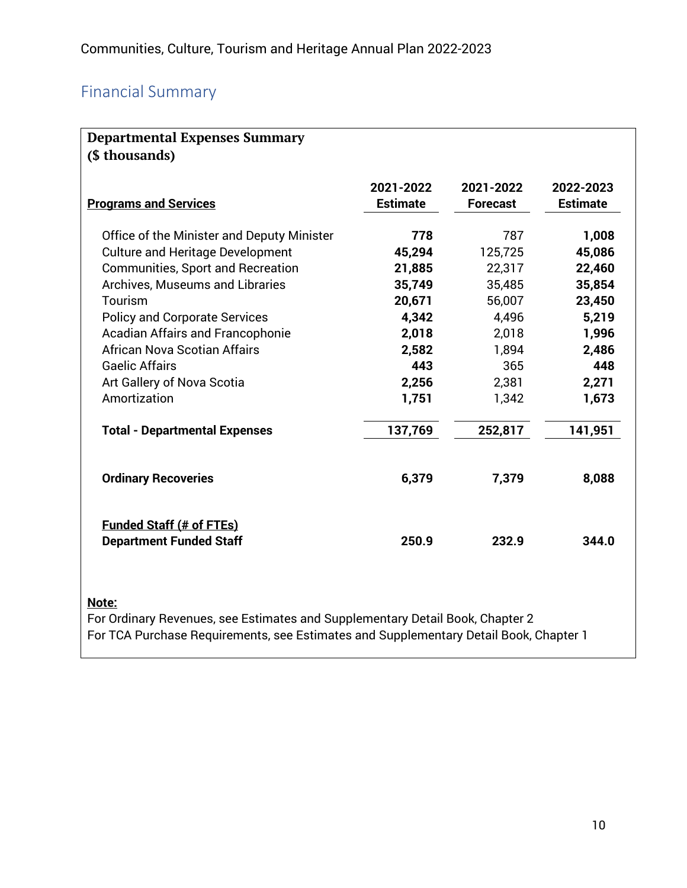## Financial Summary

**Departmental Expenses Summary ($ thousands)**

| Programs and Services | 2021-2022 Estimate | 2021-2022 Forecast | 2022-2023 Estimate |
|---|---|---|---|
| Office of the Minister and Deputy Minister | **778** | 787 | **1,008** |
| Culture and Heritage Development | **45,294** | 125,725 | **45,086** |
| Communities, Sport and Recreation | **21,885** | 22,317 | **22,460** |
| Archives, Museums and Libraries | **35,749** | 35,485 | **35,854** |
| Tourism | **20,671** | 56,007 | **23,450** |
| Policy and Corporate Services | **4,342** | 4,496 | **5,219** |
| Acadian Affairs and Francophonie | **2,018** | 2,018 | **1,996** |
| African Nova Scotian Affairs | **2,582** | 1,894 | **2,486** |
| Gaelic Affairs | **443** | 365 | **448** |
| Art Gallery of Nova Scotia | **2,256** | 2,381 | **2,271** |
| Amortization | **1,751** | 1,342 | **1,673** |
| **Total - Departmental Expenses** | **137,769** | **252,817** | **141,951** |
| **Ordinary Recoveries** | **6,379** | **7,379** | **8,088** |
| **Funded Staff (# of FTEs)** | | | |
| **Department Funded Staff** | **250.9** | **232.9** | **344.0** |

**Note:**

For Ordinary Revenues, see Estimates and Supplementary Detail Book, Chapter 2

For TCA Purchase Requirements, see Estimates and Supplementary Detail Book, Chapter 1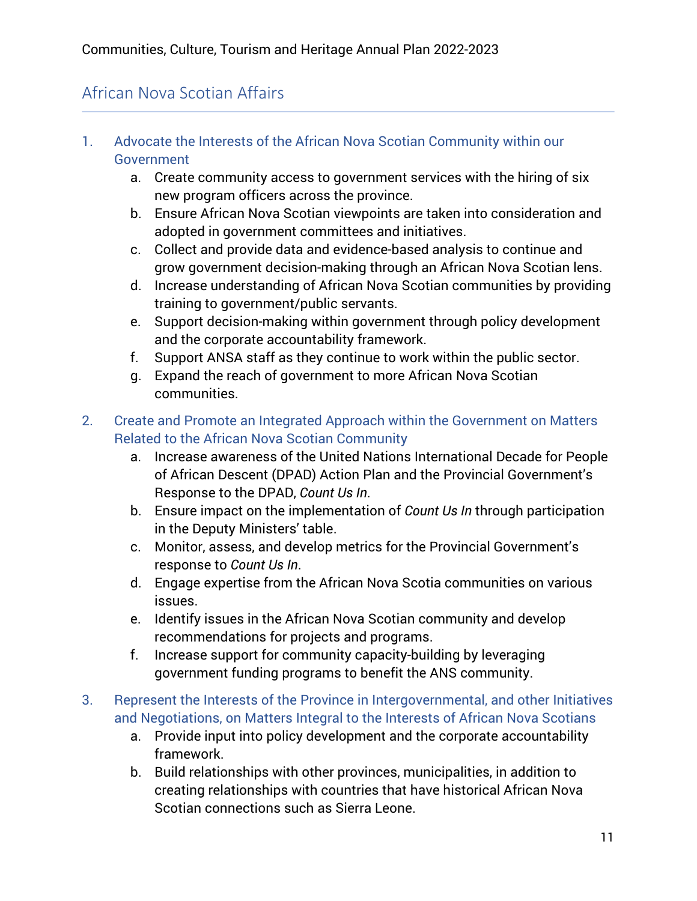## African Nova Scotian Affairs

1. **Advocate the Interests of the African Nova Scotian Community within our Government**
    a. Create community access to government services with the hiring of six new program officers across the province.
    b. Ensure African Nova Scotian viewpoints are taken into consideration and adopted in government committees and initiatives.
    c. Collect and provide data and evidence-based analysis to continue and grow government decision-making through an African Nova Scotian lens.
    d. Increase understanding of African Nova Scotian communities by providing training to government/public servants.
    e. Support decision-making within government through policy development and the corporate accountability framework.
    f. Support ANSA staff as they continue to work within the public sector.
    g. Expand the reach of government to more African Nova Scotian communities.

2. **Create and Promote an Integrated Approach within the Government on Matters Related to the African Nova Scotian Community**
    a. Increase awareness of the United Nations International Decade for People of African Descent (DPAD) Action Plan and the Provincial Government's Response to the DPAD, *Count Us In*.
    b. Ensure impact on the implementation of *Count Us In* through participation in the Deputy Ministers' table.
    c. Monitor, assess, and develop metrics for the Provincial Government's response to *Count Us In*.
    d. Engage expertise from the African Nova Scotia communities on various issues.
    e. Identify issues in the African Nova Scotian community and develop recommendations for projects and programs.
    f. Increase support for community capacity-building by leveraging government funding programs to benefit the ANS community.

3. **Represent the Interests of the Province in Intergovernmental, and other Initiatives and Negotiations, on Matters Integral to the Interests of African Nova Scotians**
    a. Provide input into policy development and the corporate accountability framework.
    b. Build relationships with other provinces, municipalities, in addition to creating relationships with countries that have historical African Nova Scotian connections such as Sierra Leone.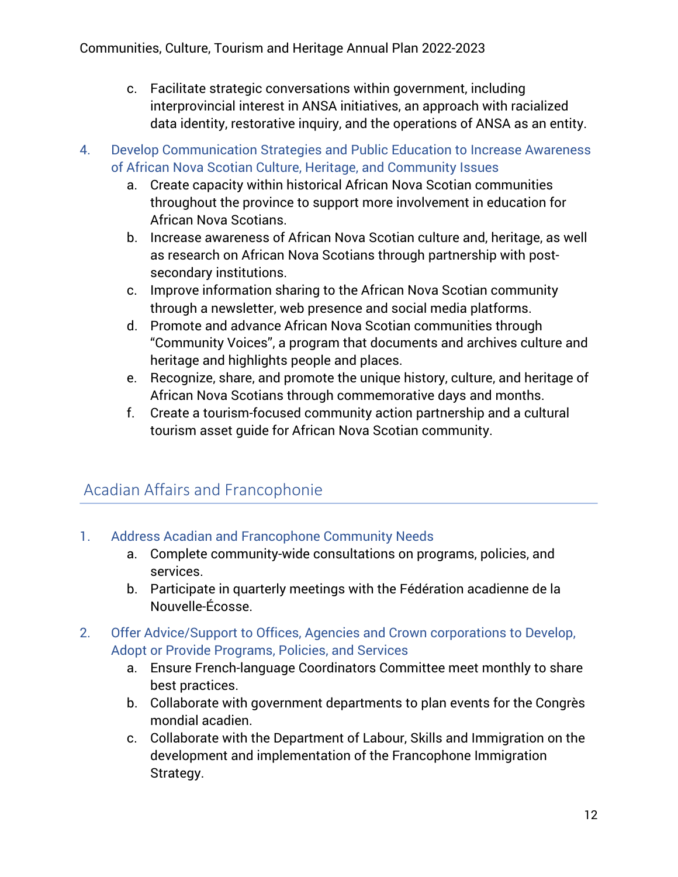c. Facilitate strategic conversations within government, including interprovincial interest in ANSA initiatives, an approach with racialized data identity, restorative inquiry, and the operations of ANSA as an entity.

4. Develop Communication Strategies and Public Education to Increase Awareness of African Nova Scotian Culture, Heritage, and Community Issues
   a. Create capacity within historical African Nova Scotian communities throughout the province to support more involvement in education for African Nova Scotians.
   b. Increase awareness of African Nova Scotian culture and, heritage, as well as research on African Nova Scotians through partnership with post-secondary institutions.
   c. Improve information sharing to the African Nova Scotian community through a newsletter, web presence and social media platforms.
   d. Promote and advance African Nova Scotian communities through "Community Voices", a program that documents and archives culture and heritage and highlights people and places.
   e. Recognize, share, and promote the unique history, culture, and heritage of African Nova Scotians through commemorative days and months.
   f. Create a tourism-focused community action partnership and a cultural tourism asset guide for African Nova Scotian community.

## Acadian Affairs and Francophonie

1. Address Acadian and Francophone Community Needs
   a. Complete community-wide consultations on programs, policies, and services.
   b. Participate in quarterly meetings with the Fédération acadienne de la Nouvelle-Écosse.

2. Offer Advice/Support to Offices, Agencies and Crown corporations to Develop, Adopt or Provide Programs, Policies, and Services
   a. Ensure French-language Coordinators Committee meet monthly to share best practices.
   b. Collaborate with government departments to plan events for the Congrès mondial acadien.
   c. Collaborate with the Department of Labour, Skills and Immigration on the development and implementation of the Francophone Immigration Strategy.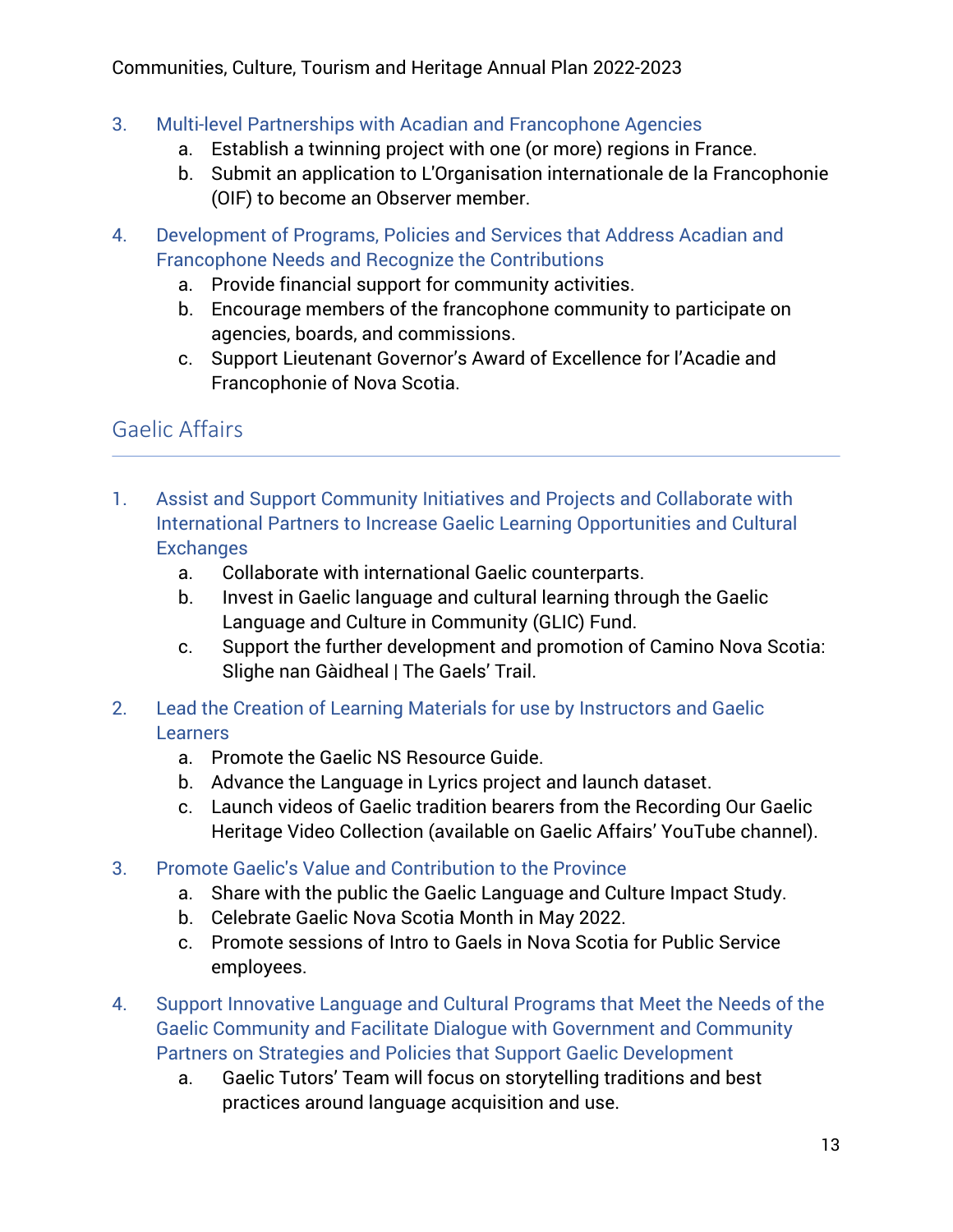3. Multi-level Partnerships with Acadian and Francophone Agencies
    a. Establish a twinning project with one (or more) regions in France.
    b. Submit an application to L'Organisation internationale de la Francophonie (OIF) to become an Observer member.

4. Development of Programs, Policies and Services that Address Acadian and Francophone Needs and Recognize the Contributions
    a. Provide financial support for community activities.
    b. Encourage members of the francophone community to participate on agencies, boards, and commissions.
    c. Support Lieutenant Governor's Award of Excellence for l'Acadie and Francophonie of Nova Scotia.

## Gaelic Affairs

1. Assist and Support Community Initiatives and Projects and Collaborate with International Partners to Increase Gaelic Learning Opportunities and Cultural Exchanges
    a. Collaborate with international Gaelic counterparts.
    b. Invest in Gaelic language and cultural learning through the Gaelic Language and Culture in Community (GLIC) Fund.
    c. Support the further development and promotion of Camino Nova Scotia: Slighe nan Gàidheal | The Gaels' Trail.

2. Lead the Creation of Learning Materials for use by Instructors and Gaelic Learners
    a. Promote the Gaelic NS Resource Guide.
    b. Advance the Language in Lyrics project and launch dataset.
    c. Launch videos of Gaelic tradition bearers from the Recording Our Gaelic Heritage Video Collection (available on Gaelic Affairs' YouTube channel).

3. Promote Gaelic's Value and Contribution to the Province
    a. Share with the public the Gaelic Language and Culture Impact Study.
    b. Celebrate Gaelic Nova Scotia Month in May 2022.
    c. Promote sessions of Intro to Gaels in Nova Scotia for Public Service employees.

4. Support Innovative Language and Cultural Programs that Meet the Needs of the Gaelic Community and Facilitate Dialogue with Government and Community Partners on Strategies and Policies that Support Gaelic Development
    a. Gaelic Tutors' Team will focus on storytelling traditions and best practices around language acquisition and use.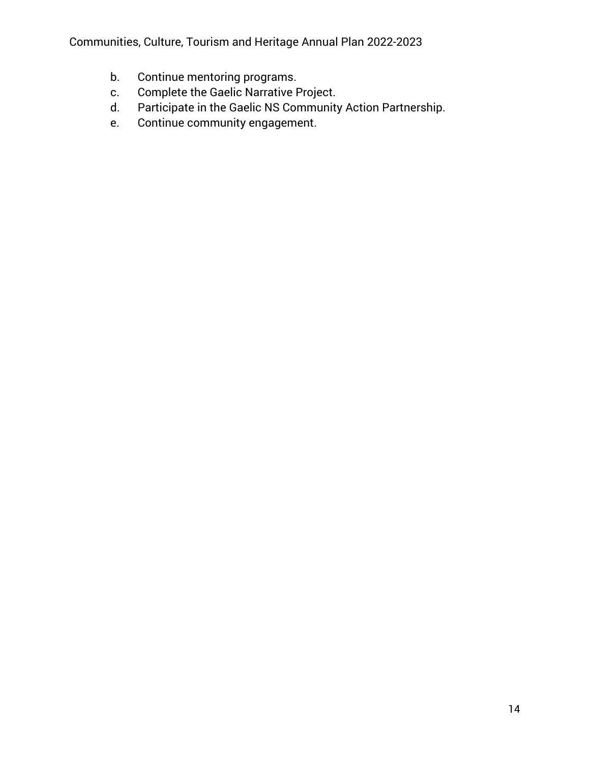b. Continue mentoring programs.
c. Complete the Gaelic Narrative Project.
d. Participate in the Gaelic NS Community Action Partnership.
e. Continue community engagement.